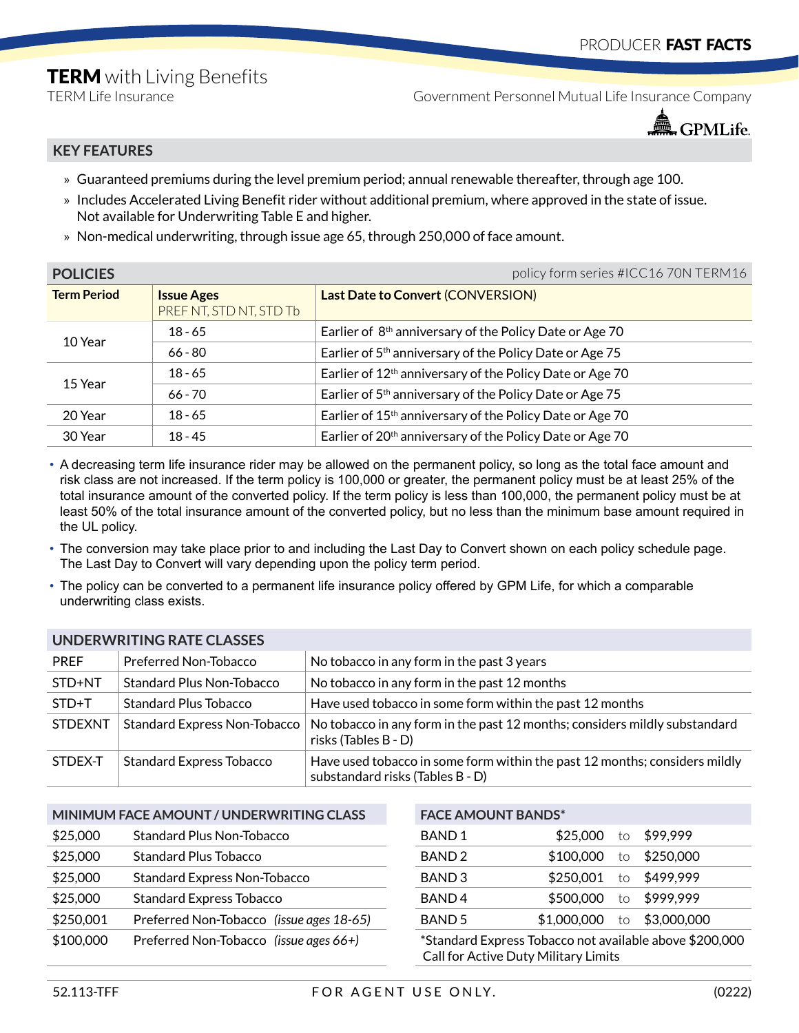PRODUCER **FAST FACTS**

# **TERM** with Living Benefits

TERM Life Insurance

Government Personnel Mutual Life Insurance Company

GPMLife.

## KEY FEATURES

- Guaranteed premiums during the level premium period; annual renewable thereafter, through age 100.
- Includes Accelerated Living Benefit rider without additional premium, where approved in the state of issue. Not available for Underwriting Table E and higher.
- Non-medical underwriting, through issue age 65, through 250,000 of face amount.

## POLICIES

policy form series #ICC16 70N TERM16

| **Term Period** | **Issue Ages** PREF NT, STD NT, STD Tb | **Last Date to Convert** (CONVERSION) |
|---|---|---|
| 10 Year | 18 - 65 | Earlier of 8th anniversary of the Policy Date or Age 70 |
| | 66 - 80 | Earlier of 5th anniversary of the Policy Date or Age 75 |
| 15 Year | 18 - 65 | Earlier of 12th anniversary of the Policy Date or Age 70 |
| | 66 - 70 | Earlier of 5th anniversary of the Policy Date or Age 75 |
| 20 Year | 18 - 65 | Earlier of 15th anniversary of the Policy Date or Age 70 |
| 30 Year | 18 - 45 | Earlier of 20th anniversary of the Policy Date or Age 70 |

- A decreasing term life insurance rider may be allowed on the permanent policy, so long as the total face amount and risk class are not increased. If the term policy is 100,000 or greater, the permanent policy must be at least 25% of the total insurance amount of the converted policy. If the term policy is less than 100,000, the permanent policy must be at least 50% of the total insurance amount of the converted policy, but no less than the minimum base amount required in the UL policy.
- The conversion may take place prior to and including the Last Day to Convert shown on each policy schedule page. The Last Day to Convert will vary depending upon the policy term period.
- The policy can be converted to a permanent life insurance policy offered by GPM Life, for which a comparable underwriting class exists.

## UNDERWRITING RATE CLASSES

| | | |
|---|---|---|
| PREF | Preferred Non-Tobacco | No tobacco in any form in the past 3 years |
| STD+NT | Standard Plus Non-Tobacco | No tobacco in any form in the past 12 months |
| STD+T | Standard Plus Tobacco | Have used tobacco in some form within the past 12 months |
| STDEXNT | Standard Express Non-Tobacco | No tobacco in any form in the past 12 months; considers mildly substandard risks (Tables B - D) |
| STDEX-T | Standard Express Tobacco | Have used tobacco in some form within the past 12 months; considers mildly substandard risks (Tables B - D) |

## MINIMUM FACE AMOUNT / UNDERWRITING CLASS

| | |
|---|---|
| $25,000 | Standard Plus Non-Tobacco |
| $25,000 | Standard Plus Tobacco |
| $25,000 | Standard Express Non-Tobacco |
| $25,000 | Standard Express Tobacco |
| $250,001 | Preferred Non-Tobacco *(issue ages 18-65)* |
| $100,000 | Preferred Non-Tobacco *(issue ages 66+)* |

## FACE AMOUNT BANDS*

| | | | |
|---|---|---|---|
| BAND 1 | $25,000 | to | $99,999 |
| BAND 2 | $100,000 | to | $250,000 |
| BAND 3 | $250,001 | to | $499,999 |
| BAND 4 | $500,000 | to | $999,999 |
| BAND 5 | $1,000,000 | to | $3,000,000 |

*Standard Express Tobacco not available above $200,000
Call for Active Duty Military Limits

52.113-TFF FOR AGENT USE ONLY. (0222)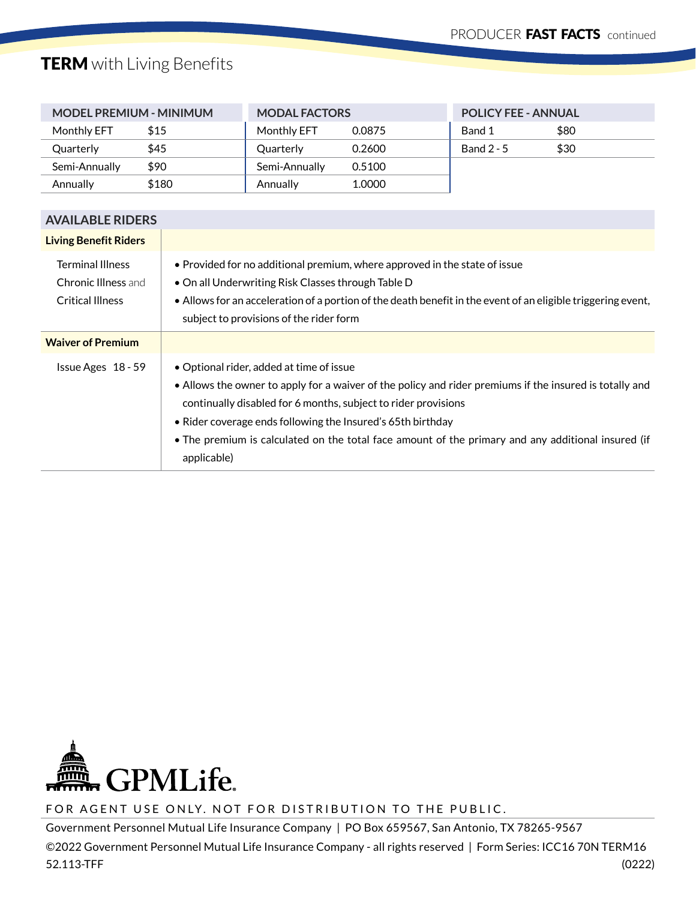# TERM with Living Benefits

| MODEL PREMIUM - MINIMUM | |
|---|---|
| Monthly EFT | $15 |
| Quarterly | $45 |
| Semi-Annually | $90 |
| Annually | $180 |

| MODAL FACTORS | |
|---|---|
| Monthly EFT | 0.0875 |
| Quarterly | 0.2600 |
| Semi-Annually | 0.5100 |
| Annually | 1.0000 |

| POLICY FEE - ANNUAL | |
|---|---|
| Band 1 | $80 |
| Band 2 - 5 | $30 |

## AVAILABLE RIDERS

| | |
|---|---|
| **Living Benefit Riders** | |
| Terminal Illness<br>Chronic Illness and<br>Critical Illness | • Provided for no additional premium, where approved in the state of issue<br>• On all Underwriting Risk Classes through Table D<br>• Allows for an acceleration of a portion of the death benefit in the event of an eligible triggering event, subject to provisions of the rider form |
| **Waiver of Premium** | |
| Issue Ages 18 - 59 | • Optional rider, added at time of issue<br>• Allows the owner to apply for a waiver of the policy and rider premiums if the insured is totally and continually disabled for 6 months, subject to rider provisions<br>• Rider coverage ends following the Insured's 65th birthday<br>• The premium is calculated on the total face amount of the primary and any additional insured (if applicable) |

GPMLife

FOR AGENT USE ONLY. NOT FOR DISTRIBUTION TO THE PUBLIC.

Government Personnel Mutual Life Insurance Company | PO Box 659567, San Antonio, TX 78265-9567

©2022 Government Personnel Mutual Life Insurance Company - all rights reserved | Form Series: ICC16 70N TERM16

52.113-TFF (0222)